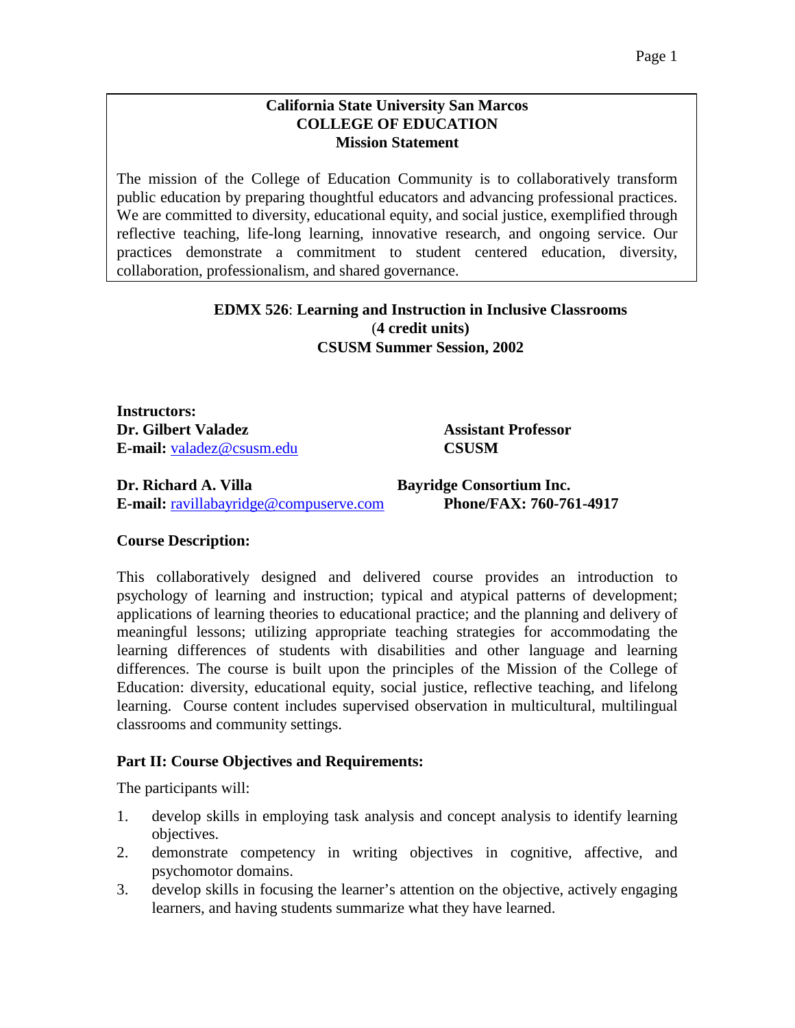**California State University San Marcos**
**COLLEGE OF EDUCATION**
**Mission Statement**

The mission of the College of Education Community is to collaboratively transform public education by preparing thoughtful educators and advancing professional practices. We are committed to diversity, educational equity, and social justice, exemplified through reflective teaching, life-long learning, innovative research, and ongoing service. Our practices demonstrate a commitment to student centered education, diversity, collaboration, professionalism, and shared governance.

# EDMX 526: Learning and Instruction in Inclusive Classrooms

**(4 credit units)**

**CSUSM Summer Session, 2002**

**Instructors:**

**Dr. Gilbert Valadez** — **Assistant Professor, CSUSM**
**E-mail:** valadez@csusm.edu

**Dr. Richard A. Villa** — **Bayridge Consortium Inc.**
**E-mail:** ravillabayridge@compuserve.com
**Phone/FAX: 760-761-4917**

## Course Description:

This collaboratively designed and delivered course provides an introduction to psychology of learning and instruction; typical and atypical patterns of development; applications of learning theories to educational practice; and the planning and delivery of meaningful lessons; utilizing appropriate teaching strategies for accommodating the learning differences of students with disabilities and other language and learning differences. The course is built upon the principles of the Mission of the College of Education: diversity, educational equity, social justice, reflective teaching, and lifelong learning. Course content includes supervised observation in multicultural, multilingual classrooms and community settings.

## Part II: Course Objectives and Requirements:

The participants will:

1. develop skills in employing task analysis and concept analysis to identify learning objectives.
2. demonstrate competency in writing objectives in cognitive, affective, and psychomotor domains.
3. develop skills in focusing the learner's attention on the objective, actively engaging learners, and having students summarize what they have learned.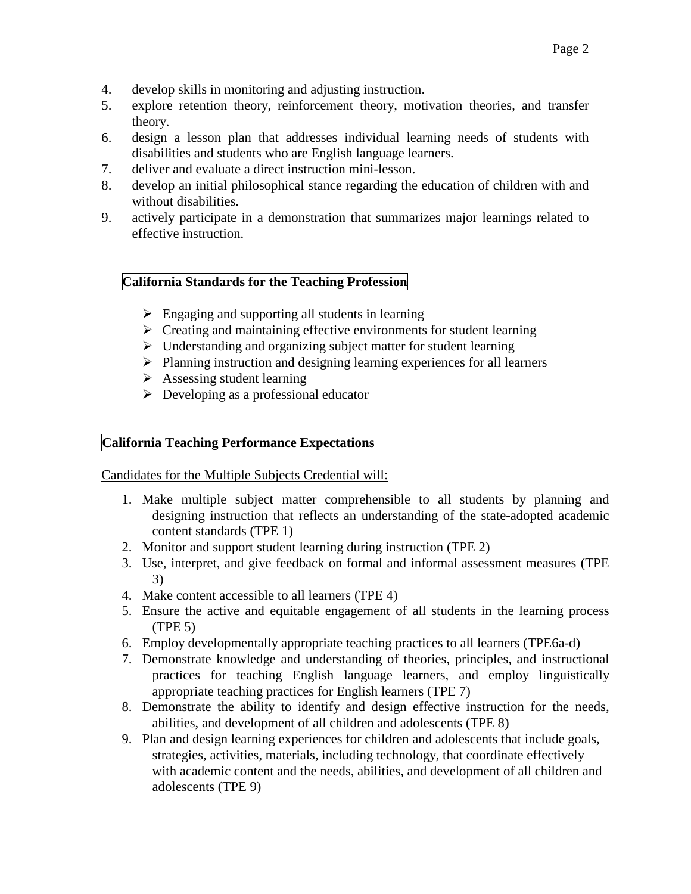4. develop skills in monitoring and adjusting instruction.
5. explore retention theory, reinforcement theory, motivation theories, and transfer theory.
6. design a lesson plan that addresses individual learning needs of students with disabilities and students who are English language learners.
7. deliver and evaluate a direct instruction mini-lesson.
8. develop an initial philosophical stance regarding the education of children with and without disabilities.
9. actively participate in a demonstration that summarizes major learnings related to effective instruction.

## California Standards for the Teaching Profession

- Engaging and supporting all students in learning
- Creating and maintaining effective environments for student learning
- Understanding and organizing subject matter for student learning
- Planning instruction and designing learning experiences for all learners
- Assessing student learning
- Developing as a professional educator

## California Teaching Performance Expectations

Candidates for the Multiple Subjects Credential will:

1. Make multiple subject matter comprehensible to all students by planning and designing instruction that reflects an understanding of the state-adopted academic content standards (TPE 1)
2. Monitor and support student learning during instruction (TPE 2)
3. Use, interpret, and give feedback on formal and informal assessment measures (TPE 3)
4. Make content accessible to all learners (TPE 4)
5. Ensure the active and equitable engagement of all students in the learning process (TPE 5)
6. Employ developmentally appropriate teaching practices to all learners (TPE6a-d)
7. Demonstrate knowledge and understanding of theories, principles, and instructional practices for teaching English language learners, and employ linguistically appropriate teaching practices for English learners (TPE 7)
8. Demonstrate the ability to identify and design effective instruction for the needs, abilities, and development of all children and adolescents (TPE 8)
9. Plan and design learning experiences for children and adolescents that include goals, strategies, activities, materials, including technology, that coordinate effectively with academic content and the needs, abilities, and development of all children and adolescents (TPE 9)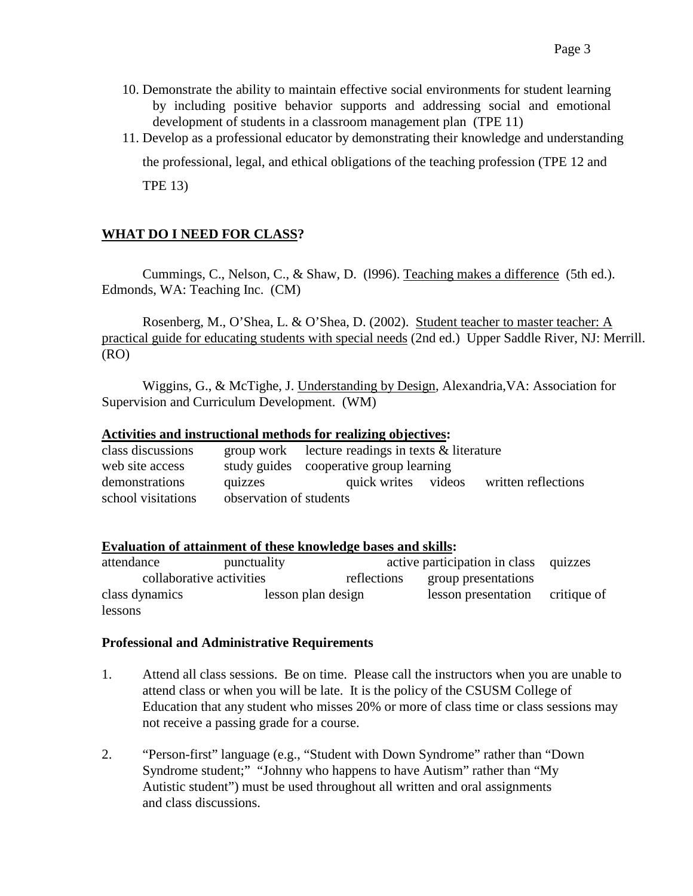10. Demonstrate the ability to maintain effective social environments for student learning by including positive behavior supports and addressing social and emotional development of students in a classroom management plan (TPE 11)
11. Develop as a professional educator by demonstrating their knowledge and understanding the professional, legal, and ethical obligations of the teaching profession (TPE 12 and TPE 13)

## WHAT DO I NEED FOR CLASS?

Cummings, C., Nelson, C., & Shaw, D. (l996). Teaching makes a difference (5th ed.). Edmonds, WA: Teaching Inc. (CM)

Rosenberg, M., O'Shea, L. & O'Shea, D. (2002). Student teacher to master teacher: A practical guide for educating students with special needs (2nd ed.) Upper Saddle River, NJ: Merrill. (RO)

Wiggins, G., & McTighe, J. Understanding by Design, Alexandria,VA: Association for Supervision and Curriculum Development. (WM)

**Activities and instructional methods for realizing objectives:**

class discussions group work lecture readings in texts & literature
web site access study guides cooperative group learning
demonstrations quizzes quick writes videos written reflections
school visitations observation of students

**Evaluation of attainment of these knowledge bases and skills:**

attendance punctuality active participation in class quizzes
collaborative activities reflections group presentations
class dynamics lesson plan design lesson presentation critique of lessons

**Professional and Administrative Requirements**

1. Attend all class sessions. Be on time. Please call the instructors when you are unable to attend class or when you will be late. It is the policy of the CSUSM College of Education that any student who misses 20% or more of class time or class sessions may not receive a passing grade for a course.

2. "Person-first" language (e.g., "Student with Down Syndrome" rather than "Down Syndrome student;" "Johnny who happens to have Autism" rather than "My Autistic student") must be used throughout all written and oral assignments and class discussions.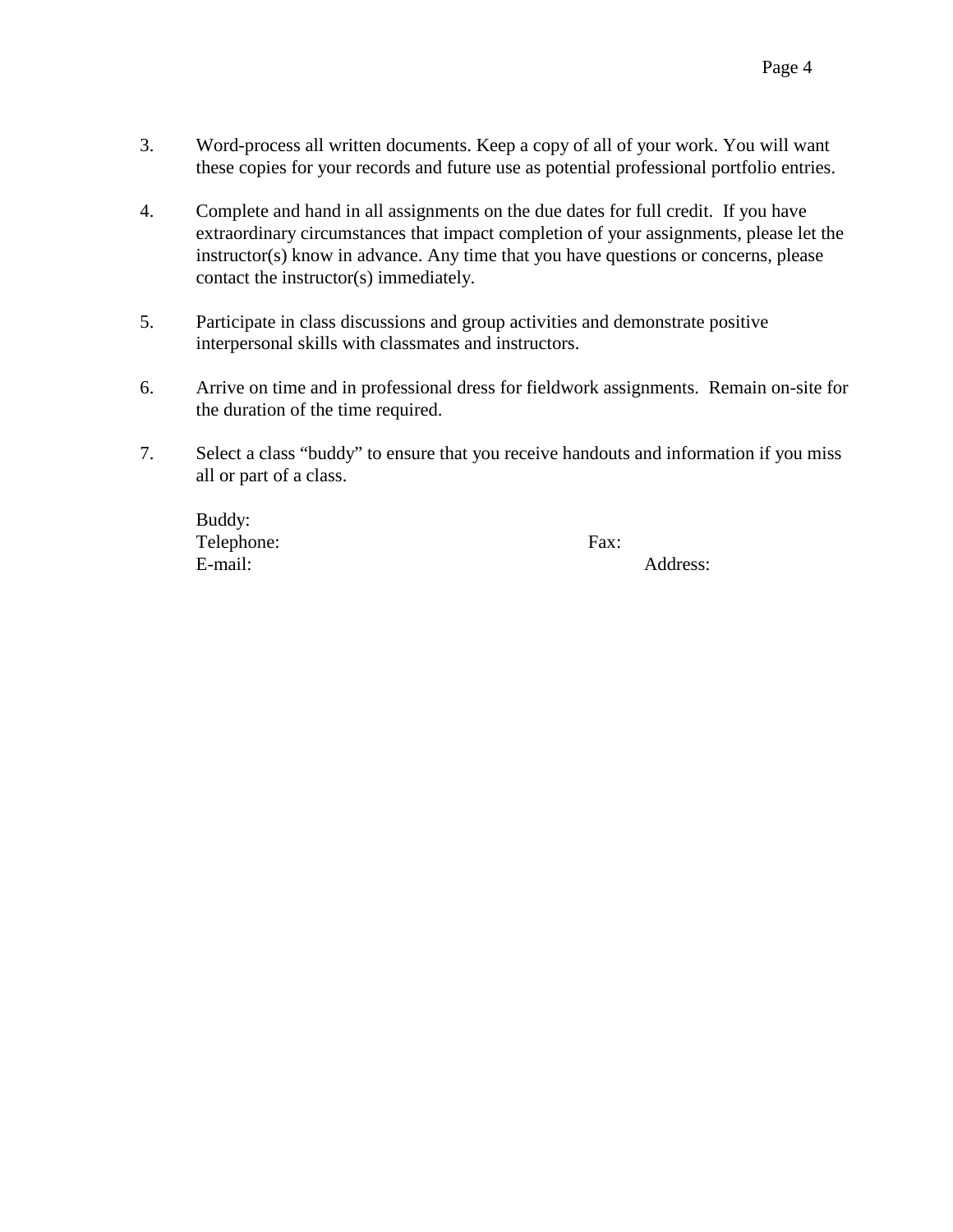3. Word-process all written documents. Keep a copy of all of your work. You will want these copies for your records and future use as potential professional portfolio entries.

4. Complete and hand in all assignments on the due dates for full credit. If you have extraordinary circumstances that impact completion of your assignments, please let the instructor(s) know in advance. Any time that you have questions or concerns, please contact the instructor(s) immediately.

5. Participate in class discussions and group activities and demonstrate positive interpersonal skills with classmates and instructors.

6. Arrive on time and in professional dress for fieldwork assignments. Remain on-site for the duration of the time required.

7. Select a class "buddy" to ensure that you receive handouts and information if you miss all or part of a class.

   Buddy:
   Telephone: Fax:
   E-mail: Address: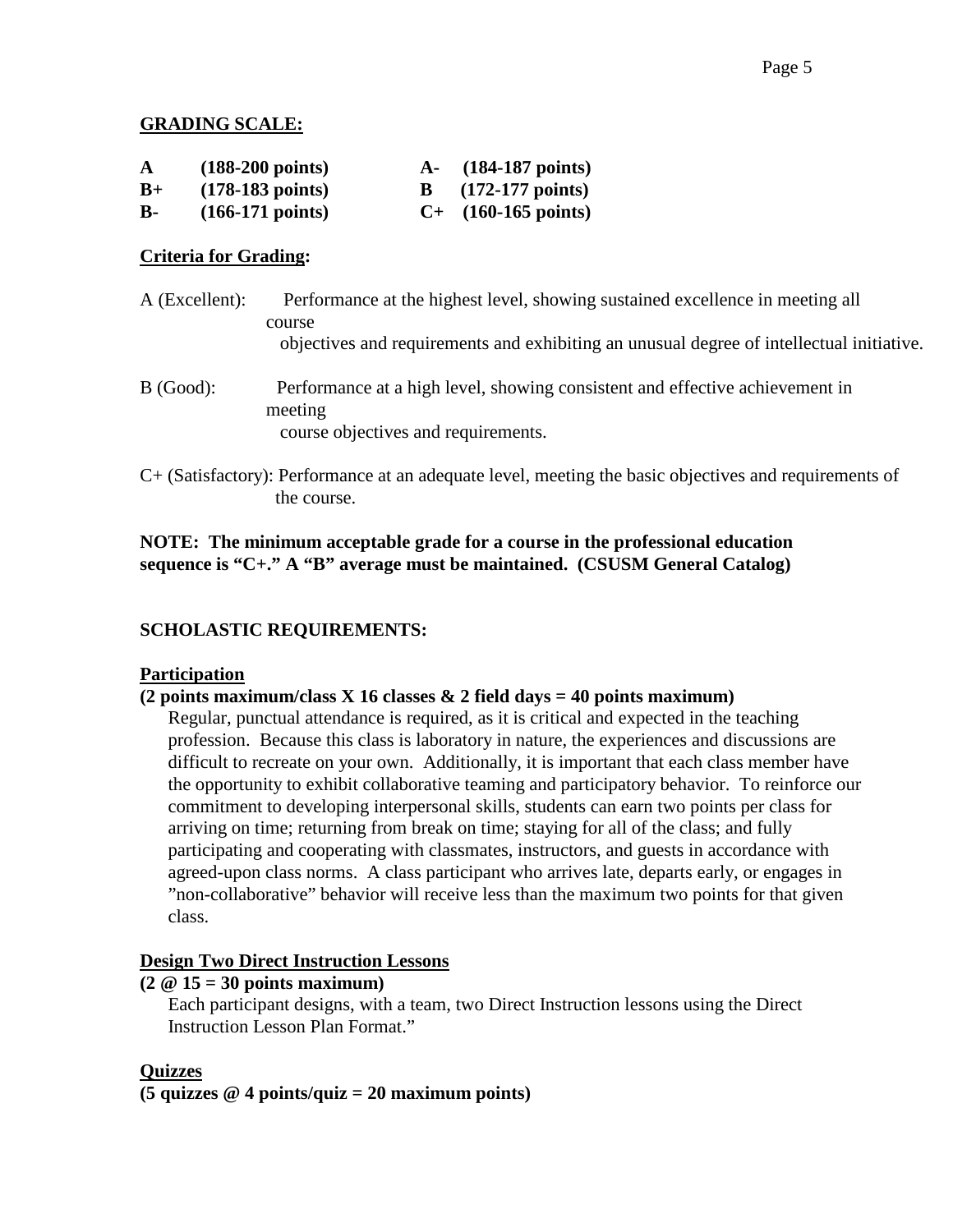**GRADING SCALE:**

| | | | |
|---|---|---|---|
| **A** | **(188-200 points)** | **A-** | **(184-187 points)** |
| **B+** | **(178-183 points)** | **B** | **(172-177 points)** |
| **B-** | **(166-171 points)** | **C+** | **(160-165 points)** |

**Criteria for Grading:**

A (Excellent): Performance at the highest level, showing sustained excellence in meeting all course objectives and requirements and exhibiting an unusual degree of intellectual initiative.

B (Good): Performance at a high level, showing consistent and effective achievement in meeting course objectives and requirements.

C+ (Satisfactory): Performance at an adequate level, meeting the basic objectives and requirements of the course.

**NOTE: The minimum acceptable grade for a course in the professional education sequence is "C+." A "B" average must be maintained. (CSUSM General Catalog)**

**SCHOLASTIC REQUIREMENTS:**

**Participation**

**(2 points maximum/class X 16 classes & 2 field days = 40 points maximum)**

Regular, punctual attendance is required, as it is critical and expected in the teaching profession. Because this class is laboratory in nature, the experiences and discussions are difficult to recreate on your own. Additionally, it is important that each class member have the opportunity to exhibit collaborative teaming and participatory behavior. To reinforce our commitment to developing interpersonal skills, students can earn two points per class for arriving on time; returning from break on time; staying for all of the class; and fully participating and cooperating with classmates, instructors, and guests in accordance with agreed-upon class norms. A class participant who arrives late, departs early, or engages in "non-collaborative" behavior will receive less than the maximum two points for that given class.

**Design Two Direct Instruction Lessons**

**(2 @ 15 = 30 points maximum)**

Each participant designs, with a team, two Direct Instruction lessons using the Direct Instruction Lesson Plan Format."

**Quizzes**

**(5 quizzes @ 4 points/quiz = 20 maximum points)**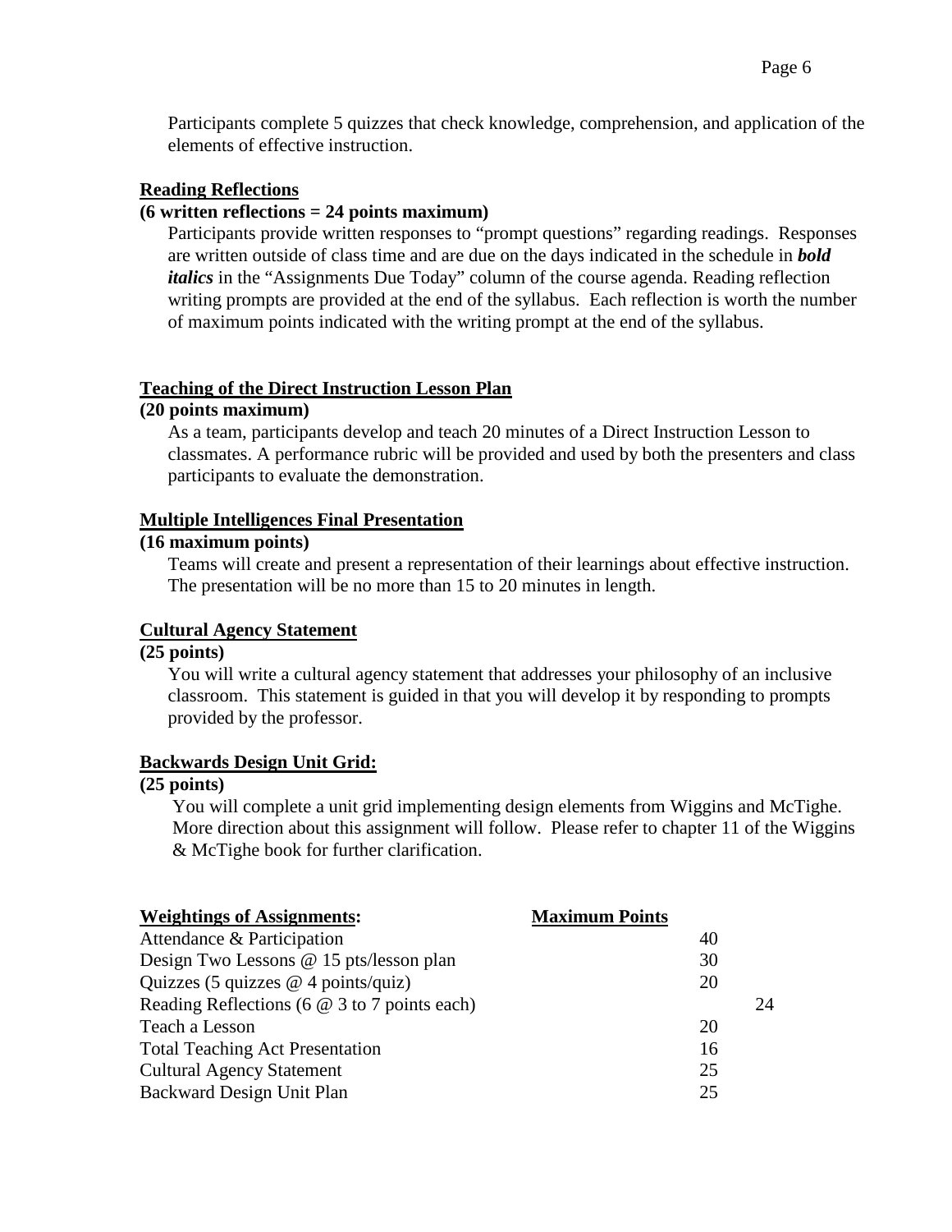Participants complete 5 quizzes that check knowledge, comprehension, and application of the elements of effective instruction.

**Reading Reflections**
**(6 written reflections = 24 points maximum)**

Participants provide written responses to "prompt questions" regarding readings. Responses are written outside of class time and are due on the days indicated in the schedule in ***bold italics*** in the "Assignments Due Today" column of the course agenda. Reading reflection writing prompts are provided at the end of the syllabus. Each reflection is worth the number of maximum points indicated with the writing prompt at the end of the syllabus.

**Teaching of the Direct Instruction Lesson Plan**
**(20 points maximum)**

As a team, participants develop and teach 20 minutes of a Direct Instruction Lesson to classmates. A performance rubric will be provided and used by both the presenters and class participants to evaluate the demonstration.

**Multiple Intelligences Final Presentation**
**(16 maximum points)**

Teams will create and present a representation of their learnings about effective instruction. The presentation will be no more than 15 to 20 minutes in length.

**Cultural Agency Statement**
**(25 points)**

You will write a cultural agency statement that addresses your philosophy of an inclusive classroom. This statement is guided in that you will develop it by responding to prompts provided by the professor.

**Backwards Design Unit Grid:**
**(25 points)**

You will complete a unit grid implementing design elements from Wiggins and McTighe. More direction about this assignment will follow. Please refer to chapter 11 of the Wiggins & McTighe book for further clarification.

| **Weightings of Assignments:** | **Maximum Points** |
|---|---|
| Attendance & Participation | 40 |
| Design Two Lessons @ 15 pts/lesson plan | 30 |
| Quizzes (5 quizzes @ 4 points/quiz) | 20 |
| Reading Reflections (6 @ 3 to 7 points each) | 24 |
| Teach a Lesson | 20 |
| Total Teaching Act Presentation | 16 |
| Cultural Agency Statement | 25 |
| Backward Design Unit Plan | 25 |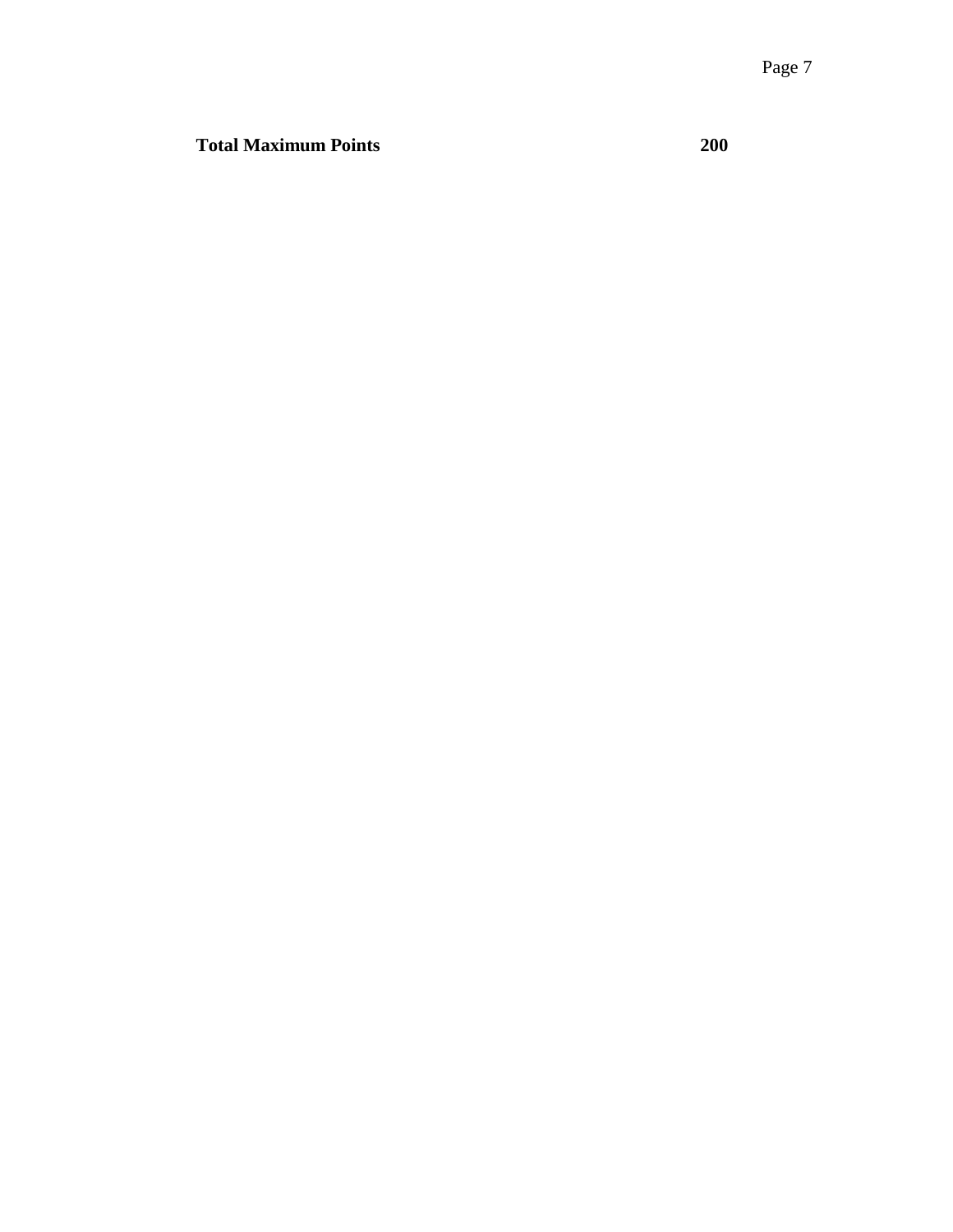| **Total Maximum Points** | **200** |
|---|---|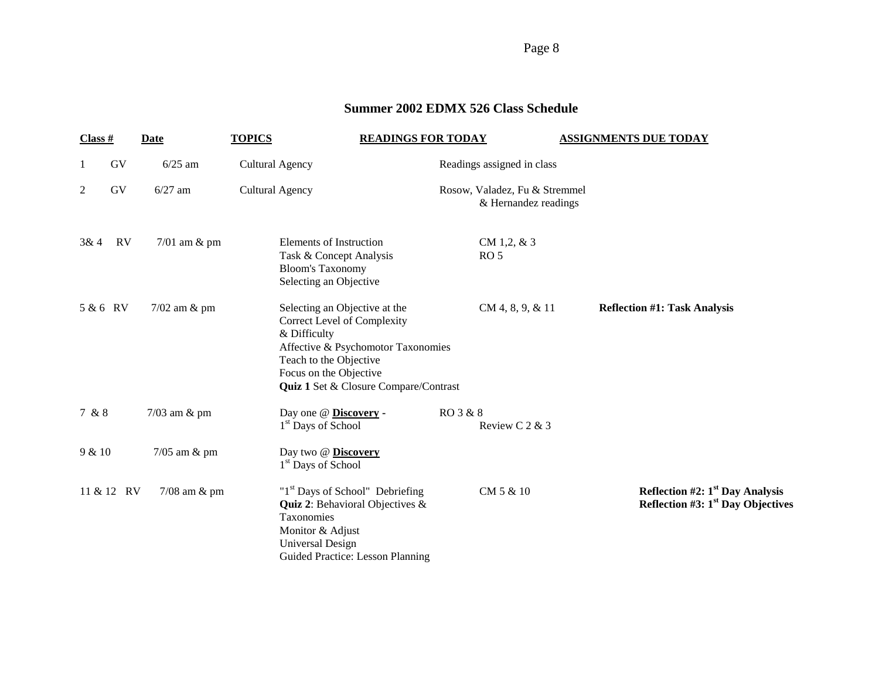## Summer 2002 EDMX 526 Class Schedule

| Class # | Date | TOPICS | READINGS FOR TODAY | ASSIGNMENTS DUE TODAY |
|---|---|---|---|---|
| 1 GV | 6/25 am | Cultural Agency | Readings assigned in class | |
| 2 GV | 6/27 am | Cultural Agency | Rosow, Valadez, Fu & Stremmel & Hernandez readings | |
| 3& 4 RV | 7/01 am & pm | Elements of Instruction<br>Task & Concept Analysis<br>Bloom's Taxonomy<br>Selecting an Objective | CM 1,2, & 3<br>RO 5 | |
| 5 & 6 RV | 7/02 am & pm | Selecting an Objective at the Correct Level of Complexity & Difficulty<br>Affective & Psychomotor Taxonomies<br>Teach to the Objective<br>Focus on the Objective<br>**Quiz 1** Set & Closure Compare/Contrast | CM 4, 8, 9, & 11 | **Reflection #1: Task Analysis** |
| 7 & 8 | 7/03 am & pm | Day one @ **Discovery** -<br>1st Days of School | RO 3 & 8<br>Review C 2 & 3 | |
| 9 & 10 | 7/05 am & pm | Day two @ **Discovery**<br>1st Days of School | | |
| 11 & 12 RV | 7/08 am & pm | "1st Days of School" Debriefing<br>**Quiz 2**: Behavioral Objectives & Taxonomies<br>Monitor & Adjust<br>Universal Design<br>Guided Practice: Lesson Planning | CM 5 & 10 | **Reflection #2: 1st Day Analysis**<br>**Reflection #3: 1st Day Objectives** |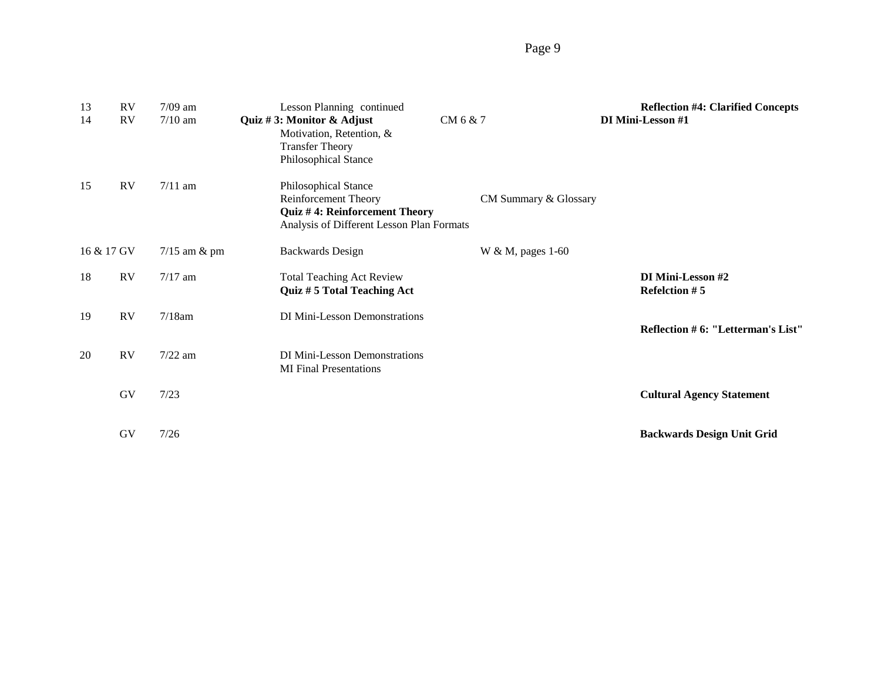| | | | | | |
|---|---|---|---|---|---|
| 13 | RV | 7/09 am | Lesson Planning continued | | **Reflection #4: Clarified Concepts** |
| 14 | RV | 7/10 am | **Quiz # 3: Monitor & Adjust**<br>Motivation, Retention, &<br>Transfer Theory<br>Philosophical Stance | CM 6 & 7 | **DI Mini-Lesson #1** |
| 15 | RV | 7/11 am | Philosophical Stance<br>Reinforcement Theory<br>**Quiz # 4: Reinforcement Theory**<br>Analysis of Different Lesson Plan Formats | CM Summary & Glossary | |
| 16 & 17 | GV | 7/15 am & pm | Backwards Design | W & M, pages 1-60 | |
| 18 | RV | 7/17 am | Total Teaching Act Review<br>**Quiz # 5 Total Teaching Act** | | **DI Mini-Lesson #2**<br>**Refelction # 5** |
| 19 | RV | 7/18am | DI Mini-Lesson Demonstrations | | **Reflection # 6: "Letterman's List"** |
| 20 | RV | 7/22 am | DI Mini-Lesson Demonstrations<br>MI Final Presentations | | |
| | GV | 7/23 | | | **Cultural Agency Statement** |
| | GV | 7/26 | | | **Backwards Design Unit Grid** |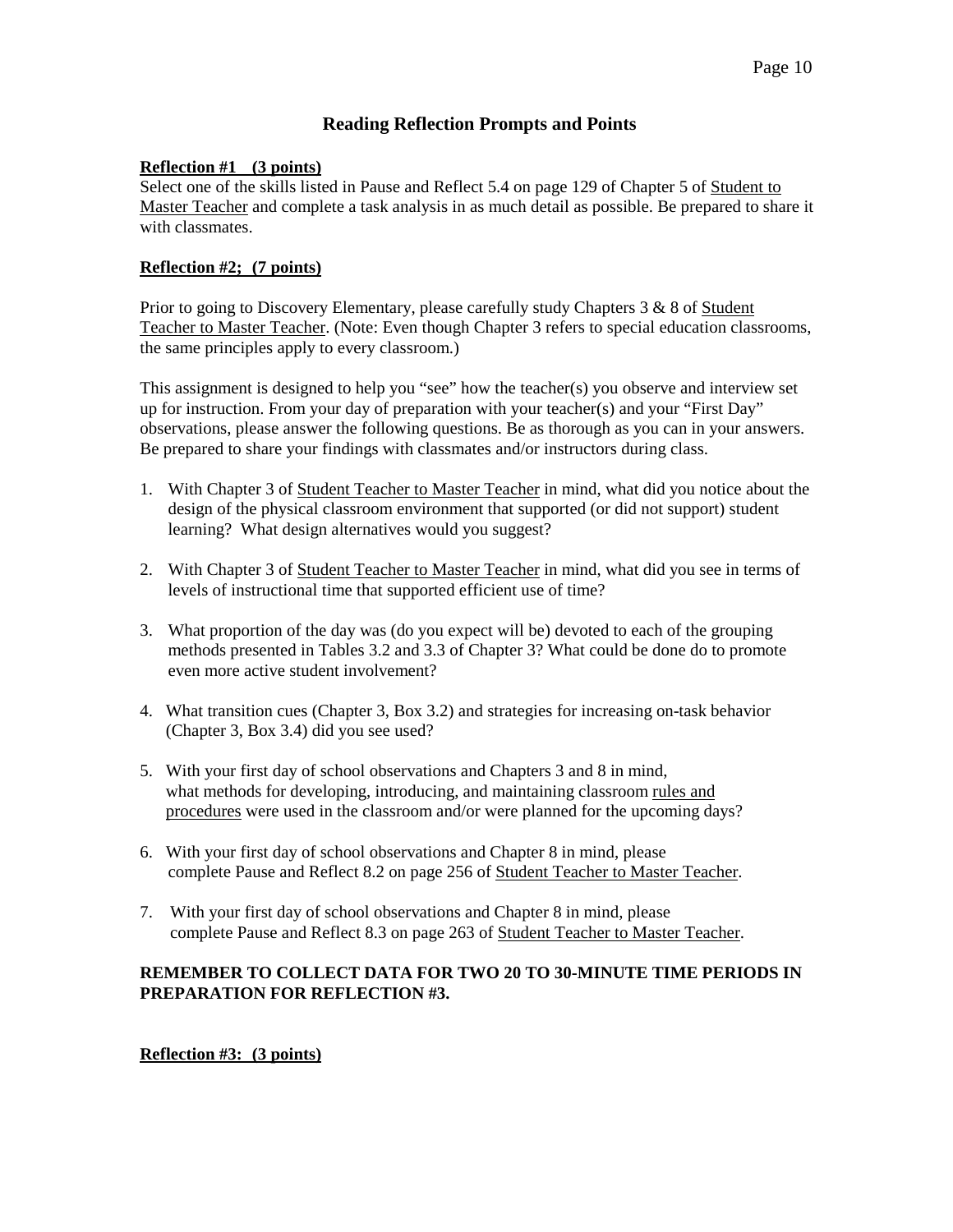## Reading Reflection Prompts and Points

**Reflection #1 (3 points)**

Select one of the skills listed in Pause and Reflect 5.4 on page 129 of Chapter 5 of Student to Master Teacher and complete a task analysis in as much detail as possible. Be prepared to share it with classmates.

**Reflection #2; (7 points)**

Prior to going to Discovery Elementary, please carefully study Chapters 3 & 8 of Student Teacher to Master Teacher. (Note: Even though Chapter 3 refers to special education classrooms, the same principles apply to every classroom.)

This assignment is designed to help you "see" how the teacher(s) you observe and interview set up for instruction. From your day of preparation with your teacher(s) and your "First Day" observations, please answer the following questions. Be as thorough as you can in your answers. Be prepared to share your findings with classmates and/or instructors during class.

1. With Chapter 3 of Student Teacher to Master Teacher in mind, what did you notice about the design of the physical classroom environment that supported (or did not support) student learning? What design alternatives would you suggest?
2. With Chapter 3 of Student Teacher to Master Teacher in mind, what did you see in terms of levels of instructional time that supported efficient use of time?
3. What proportion of the day was (do you expect will be) devoted to each of the grouping methods presented in Tables 3.2 and 3.3 of Chapter 3? What could be done do to promote even more active student involvement?
4. What transition cues (Chapter 3, Box 3.2) and strategies for increasing on-task behavior (Chapter 3, Box 3.4) did you see used?
5. With your first day of school observations and Chapters 3 and 8 in mind, what methods for developing, introducing, and maintaining classroom rules and procedures were used in the classroom and/or were planned for the upcoming days?
6. With your first day of school observations and Chapter 8 in mind, please complete Pause and Reflect 8.2 on page 256 of Student Teacher to Master Teacher.
7. With your first day of school observations and Chapter 8 in mind, please complete Pause and Reflect 8.3 on page 263 of Student Teacher to Master Teacher.

**REMEMBER TO COLLECT DATA FOR TWO 20 TO 30-MINUTE TIME PERIODS IN PREPARATION FOR REFLECTION #3.**

**Reflection #3: (3 points)**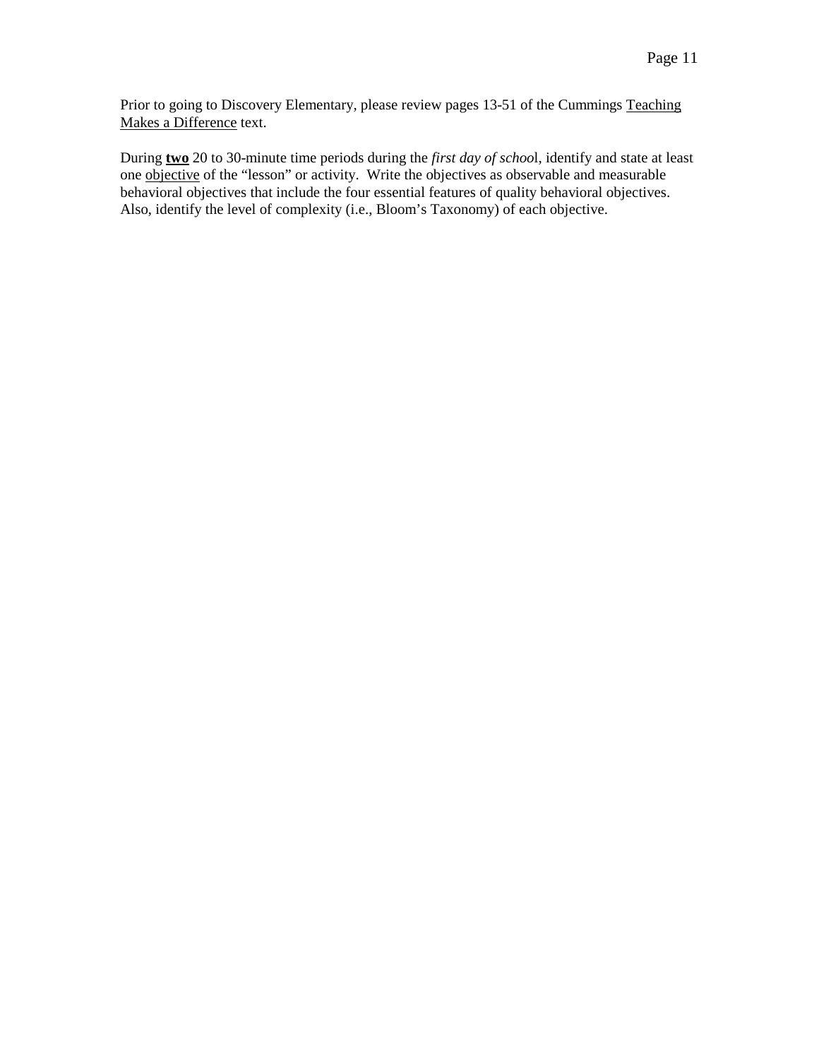Prior to going to Discovery Elementary, please review pages 13-51 of the Cummings <u>Teaching Makes a Difference</u> text.

During **<u>two</u>** 20 to 30-minute time periods during the *first day of school*, identify and state at least one <u>objective</u> of the "lesson" or activity. Write the objectives as observable and measurable behavioral objectives that include the four essential features of quality behavioral objectives. Also, identify the level of complexity (i.e., Bloom's Taxonomy) of each objective.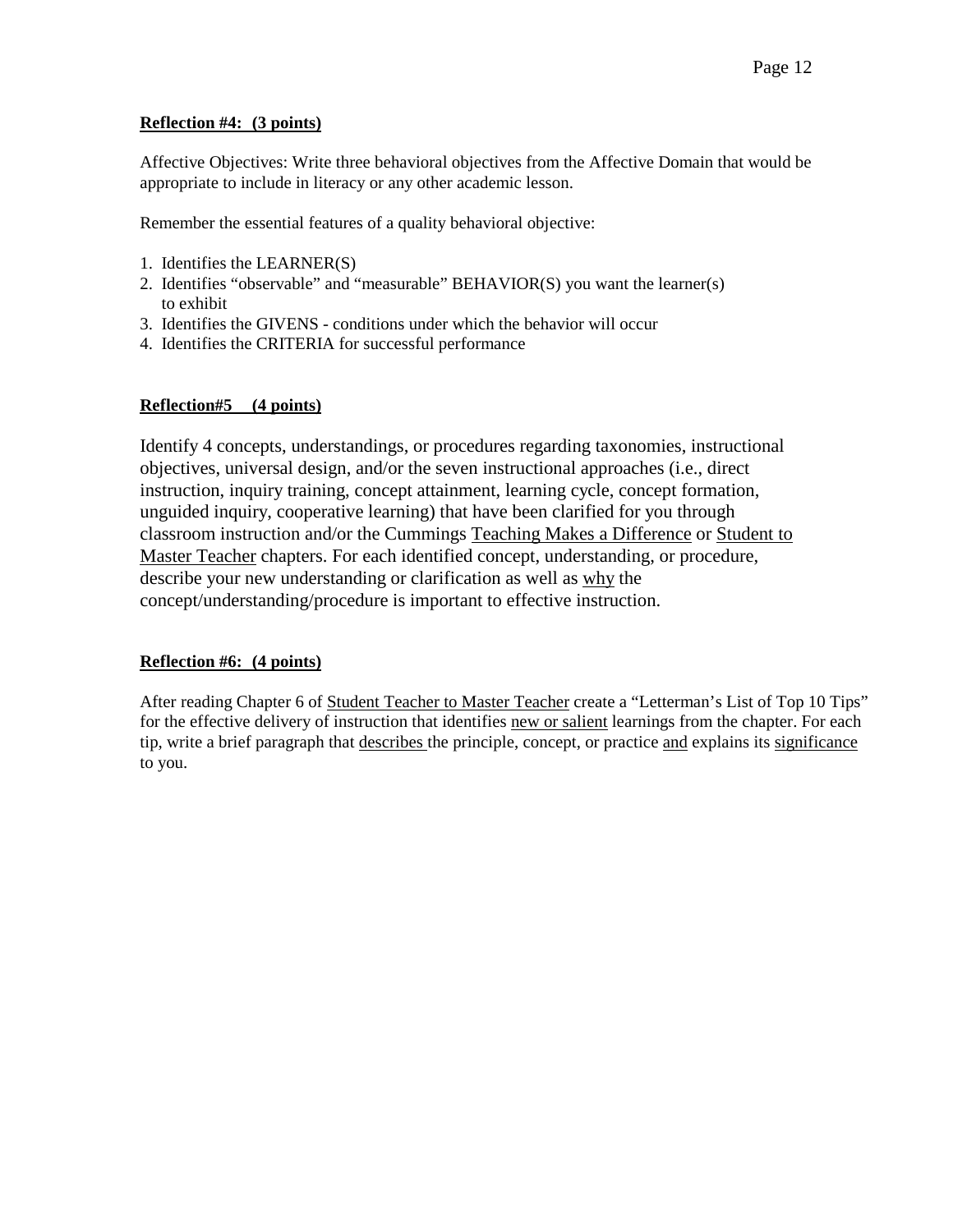**Reflection #4: (3 points)**

Affective Objectives: Write three behavioral objectives from the Affective Domain that would be appropriate to include in literacy or any other academic lesson.

Remember the essential features of a quality behavioral objective:

1. Identifies the LEARNER(S)
2. Identifies "observable" and "measurable" BEHAVIOR(S) you want the learner(s) to exhibit
3. Identifies the GIVENS - conditions under which the behavior will occur
4. Identifies the CRITERIA for successful performance

**Reflection#5 (4 points)**

Identify 4 concepts, understandings, or procedures regarding taxonomies, instructional objectives, universal design, and/or the seven instructional approaches (i.e., direct instruction, inquiry training, concept attainment, learning cycle, concept formation, unguided inquiry, cooperative learning) that have been clarified for you through classroom instruction and/or the Cummings Teaching Makes a Difference or Student to Master Teacher chapters. For each identified concept, understanding, or procedure, describe your new understanding or clarification as well as why the concept/understanding/procedure is important to effective instruction.

**Reflection #6: (4 points)**

After reading Chapter 6 of Student Teacher to Master Teacher create a "Letterman's List of Top 10 Tips" for the effective delivery of instruction that identifies new or salient learnings from the chapter. For each tip, write a brief paragraph that describes the principle, concept, or practice and explains its significance to you.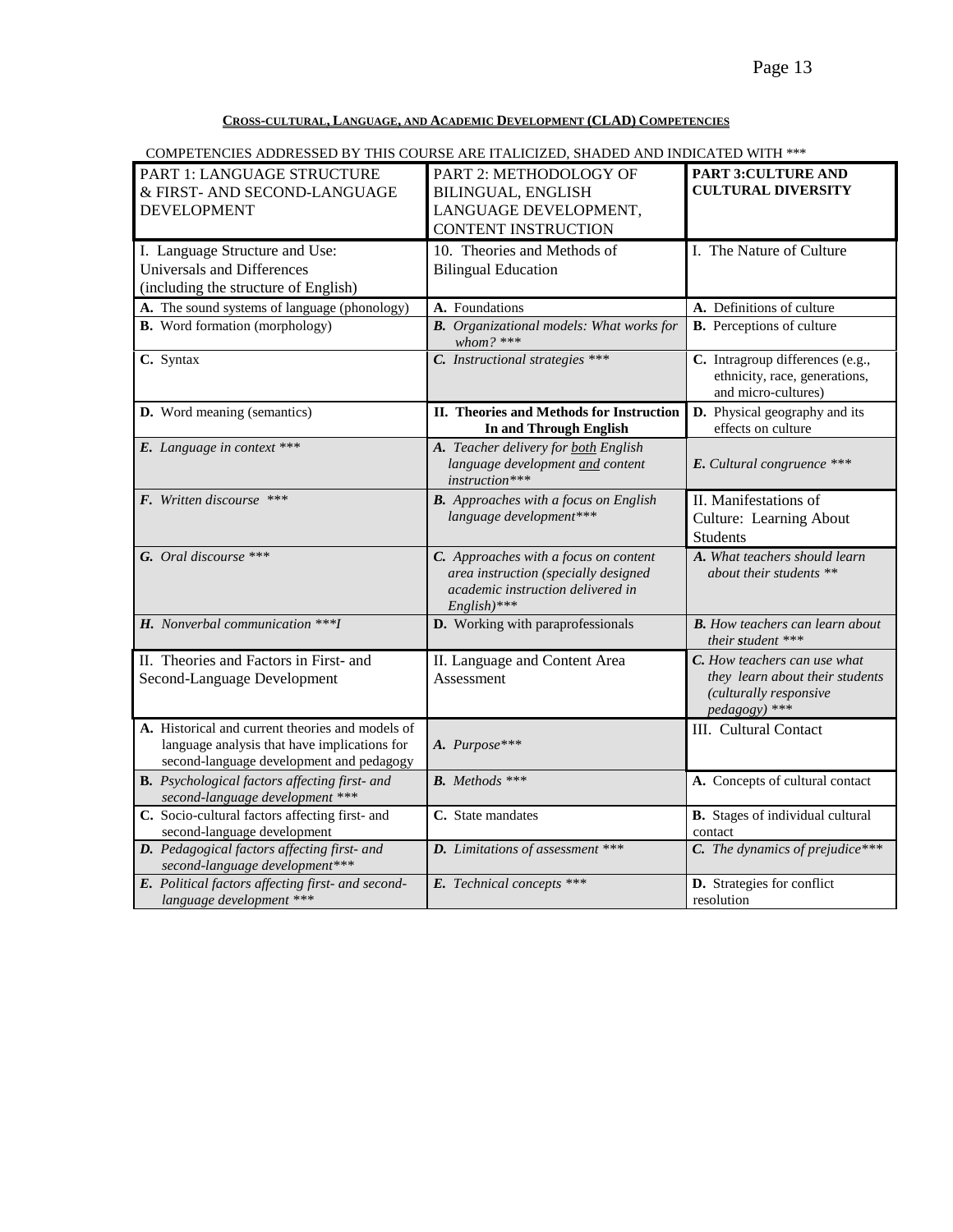**CROSS-CULTURAL, LANGUAGE, AND ACADEMIC DEVELOPMENT (CLAD) COMPETENCIES**

COMPETENCIES ADDRESSED BY THIS COURSE ARE ITALICIZED, SHADED AND INDICATED WITH ***

| PART 1: LANGUAGE STRUCTURE & FIRST- AND SECOND-LANGUAGE DEVELOPMENT | PART 2: METHODOLOGY OF BILINGUAL, ENGLISH LANGUAGE DEVELOPMENT, CONTENT INSTRUCTION | **PART 3:CULTURE AND CULTURAL DIVERSITY** |
|---|---|---|
| I. Language Structure and Use: Universals and Differences (including the structure of English) | 10. Theories and Methods of Bilingual Education | I. The Nature of Culture |
| **A.** The sound systems of language (phonology) | **A.** Foundations | **A.** Definitions of culture |
| **B.** Word formation (morphology) | ***B.** Organizational models: What works for whom? **** | **B.** Perceptions of culture |
| **C.** Syntax | ***C.** Instructional strategies **** | **C.** Intragroup differences (e.g., ethnicity, race, generations, and micro-cultures) |
| **D.** Word meaning (semantics) | **II. Theories and Methods for Instruction In and Through English** | **D.** Physical geography and its effects on culture |
| ***E.** Language in context **** | ***A.** Teacher delivery for both English language development and content instruction**** | ***E.** Cultural congruence **** |
| ***F.** Written discourse **** | ***B.** Approaches with a focus on English language development**** | II. Manifestations of Culture: Learning About Students |
| ***G.** Oral discourse **** | ***C.** Approaches with a focus on content area instruction (specially designed academic instruction delivered in English)**** | ***A.** What teachers should learn about their students *** |
| ***H.** Nonverbal communication ***I* | **D.** Working with paraprofessionals | ***B.** How teachers can learn about their student **** |
| II. Theories and Factors in First- and Second-Language Development | II. Language and Content Area Assessment | ***C.** How teachers can use what they learn about their students (culturally responsive pedagogy) **** |
| **A.** Historical and current theories and models of language analysis that have implications for second-language development and pedagogy | ***A.** Purpose**** | III. Cultural Contact |
| ***B.** Psychological factors affecting first- and second-language development **** | ***B.** Methods **** | **A.** Concepts of cultural contact |
| **C.** Socio-cultural factors affecting first- and second-language development | **C.** State mandates | **B.** Stages of individual cultural contact |
| ***D.** Pedagogical factors affecting first- and second-language development**** | ***D.** Limitations of assessment **** | ***C.** The dynamics of prejudice**** |
| ***E.** Political factors affecting first- and second-language development **** | ***E.** Technical concepts **** | **D.** Strategies for conflict resolution |